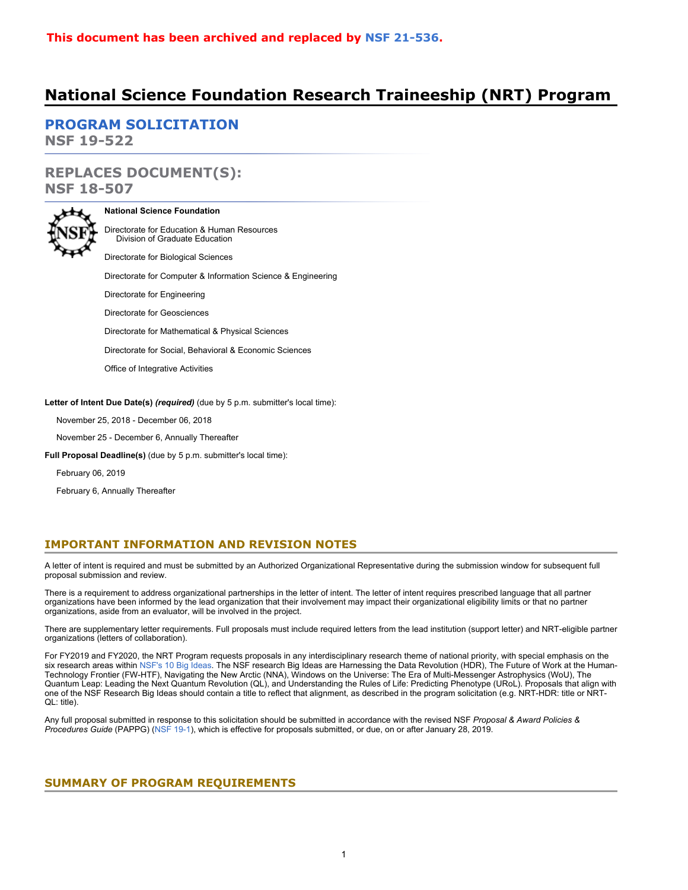**This document has been archived and replaced by NSF 21-536.**

# National Science Foundation Research Traineeship (NRT) Program

## PROGRAM SOLICITATION
**NSF 19-522**

## REPLACES DOCUMENT(S):
**NSF 18-507**

**National Science Foundation**

Directorate for Education & Human Resources
  Division of Graduate Education

Directorate for Biological Sciences

Directorate for Computer & Information Science & Engineering

Directorate for Engineering

Directorate for Geosciences

Directorate for Mathematical & Physical Sciences

Directorate for Social, Behavioral & Economic Sciences

Office of Integrative Activities

**Letter of Intent Due Date(s)** ***(required)*** (due by 5 p.m. submitter's local time):

November 25, 2018 - December 06, 2018

November 25 - December 6, Annually Thereafter

**Full Proposal Deadline(s)** (due by 5 p.m. submitter's local time):

February 06, 2019

February 6, Annually Thereafter

## IMPORTANT INFORMATION AND REVISION NOTES

A letter of intent is required and must be submitted by an Authorized Organizational Representative during the submission window for subsequent full proposal submission and review.

There is a requirement to address organizational partnerships in the letter of intent. The letter of intent requires prescribed language that all partner organizations have been informed by the lead organization that their involvement may impact their organizational eligibility limits or that no partner organizations, aside from an evaluator, will be involved in the project.

There are supplementary letter requirements. Full proposals must include required letters from the lead institution (support letter) and NRT-eligible partner organizations (letters of collaboration).

For FY2019 and FY2020, the NRT Program requests proposals in any interdisciplinary research theme of national priority, with special emphasis on the six research areas within NSF's 10 Big Ideas. The NSF research Big Ideas are Harnessing the Data Revolution (HDR), The Future of Work at the Human-Technology Frontier (FW-HTF), Navigating the New Arctic (NNA), Windows on the Universe: The Era of Multi-Messenger Astrophysics (WoU), The Quantum Leap: Leading the Next Quantum Revolution (QL), and Understanding the Rules of Life: Predicting Phenotype (URoL). Proposals that align with one of the NSF Research Big Ideas should contain a title to reflect that alignment, as described in the program solicitation (e.g. NRT-HDR: title or NRT-QL: title).

Any full proposal submitted in response to this solicitation should be submitted in accordance with the revised NSF *Proposal & Award Policies & Procedures Guide* (PAPPG) (NSF 19-1), which is effective for proposals submitted, or due, on or after January 28, 2019.

## SUMMARY OF PROGRAM REQUIREMENTS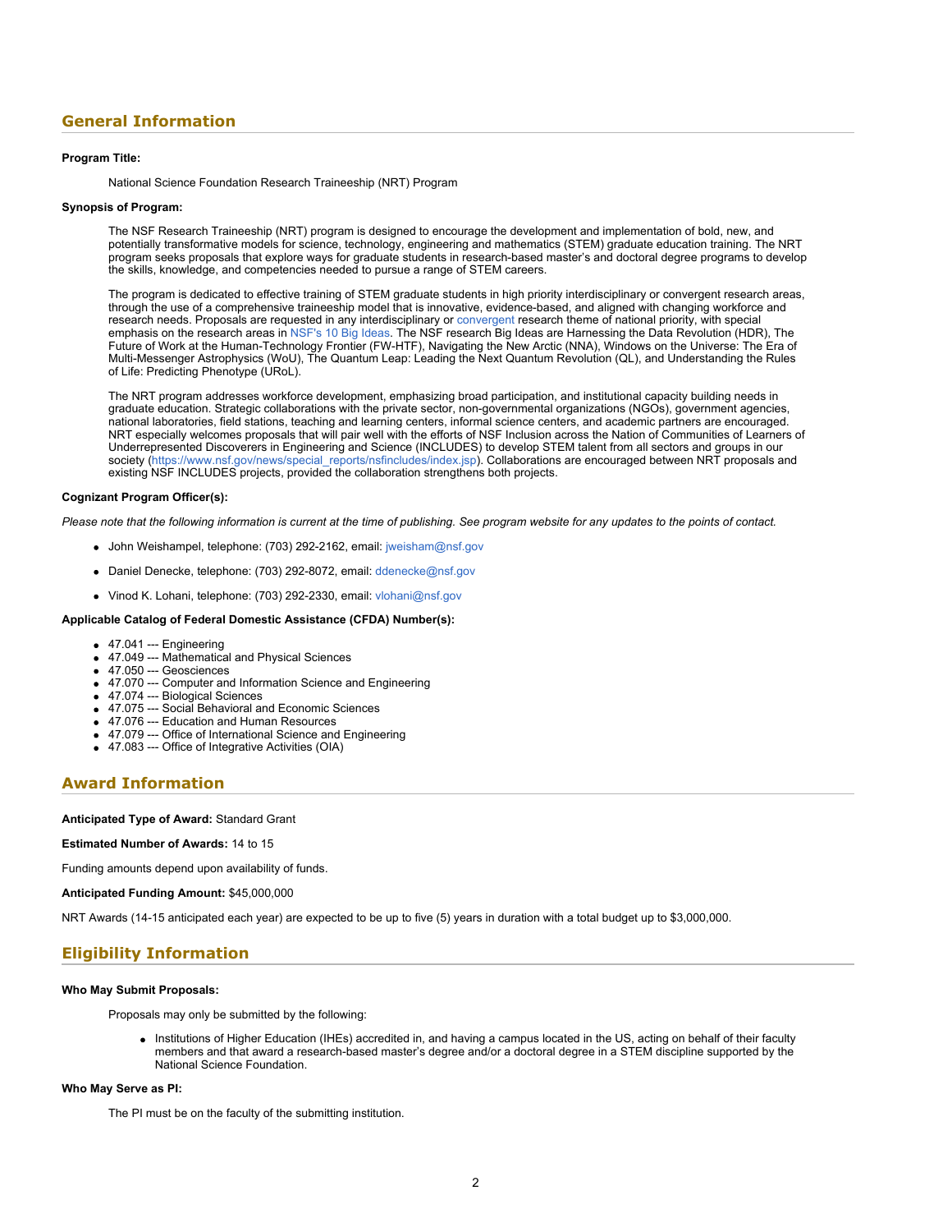## General Information

**Program Title:**

National Science Foundation Research Traineeship (NRT) Program

**Synopsis of Program:**

The NSF Research Traineeship (NRT) program is designed to encourage the development and implementation of bold, new, and potentially transformative models for science, technology, engineering and mathematics (STEM) graduate education training. The NRT program seeks proposals that explore ways for graduate students in research-based master's and doctoral degree programs to develop the skills, knowledge, and competencies needed to pursue a range of STEM careers.

The program is dedicated to effective training of STEM graduate students in high priority interdisciplinary or convergent research areas, through the use of a comprehensive traineeship model that is innovative, evidence-based, and aligned with changing workforce and research needs. Proposals are requested in any interdisciplinary or convergent research theme of national priority, with special emphasis on the research areas in NSF's 10 Big Ideas. The NSF research Big Ideas are Harnessing the Data Revolution (HDR), The Future of Work at the Human-Technology Frontier (FW-HTF), Navigating the New Arctic (NNA), Windows on the Universe: The Era of Multi-Messenger Astrophysics (WoU), The Quantum Leap: Leading the Next Quantum Revolution (QL), and Understanding the Rules of Life: Predicting Phenotype (URoL).

The NRT program addresses workforce development, emphasizing broad participation, and institutional capacity building needs in graduate education. Strategic collaborations with the private sector, non-governmental organizations (NGOs), government agencies, national laboratories, field stations, teaching and learning centers, informal science centers, and academic partners are encouraged. NRT especially welcomes proposals that will pair well with the efforts of NSF Inclusion across the Nation of Communities of Learners of Underrepresented Discoverers in Engineering and Science (INCLUDES) to develop STEM talent from all sectors and groups in our society (https://www.nsf.gov/news/special_reports/nsfincludes/index.jsp). Collaborations are encouraged between NRT proposals and existing NSF INCLUDES projects, provided the collaboration strengthens both projects.

**Cognizant Program Officer(s):**

*Please note that the following information is current at the time of publishing. See program website for any updates to the points of contact.*

- John Weishampel, telephone: (703) 292-2162, email: jweisham@nsf.gov
- Daniel Denecke, telephone: (703) 292-8072, email: ddenecke@nsf.gov
- Vinod K. Lohani, telephone: (703) 292-2330, email: vlohani@nsf.gov

**Applicable Catalog of Federal Domestic Assistance (CFDA) Number(s):**

- 47.041 --- Engineering
- 47.049 --- Mathematical and Physical Sciences
- 47.050 --- Geosciences
- 47.070 --- Computer and Information Science and Engineering
- 47.074 --- Biological Sciences
- 47.075 --- Social Behavioral and Economic Sciences
- 47.076 --- Education and Human Resources
- 47.079 --- Office of International Science and Engineering
- 47.083 --- Office of Integrative Activities (OIA)

## Award Information

**Anticipated Type of Award:** Standard Grant

**Estimated Number of Awards:** 14 to 15

Funding amounts depend upon availability of funds.

**Anticipated Funding Amount:** $45,000,000

NRT Awards (14-15 anticipated each year) are expected to be up to five (5) years in duration with a total budget up to $3,000,000.

## Eligibility Information

**Who May Submit Proposals:**

Proposals may only be submitted by the following:

- Institutions of Higher Education (IHEs) accredited in, and having a campus located in the US, acting on behalf of their faculty members and that award a research-based master's degree and/or a doctoral degree in a STEM discipline supported by the National Science Foundation.

**Who May Serve as PI:**

The PI must be on the faculty of the submitting institution.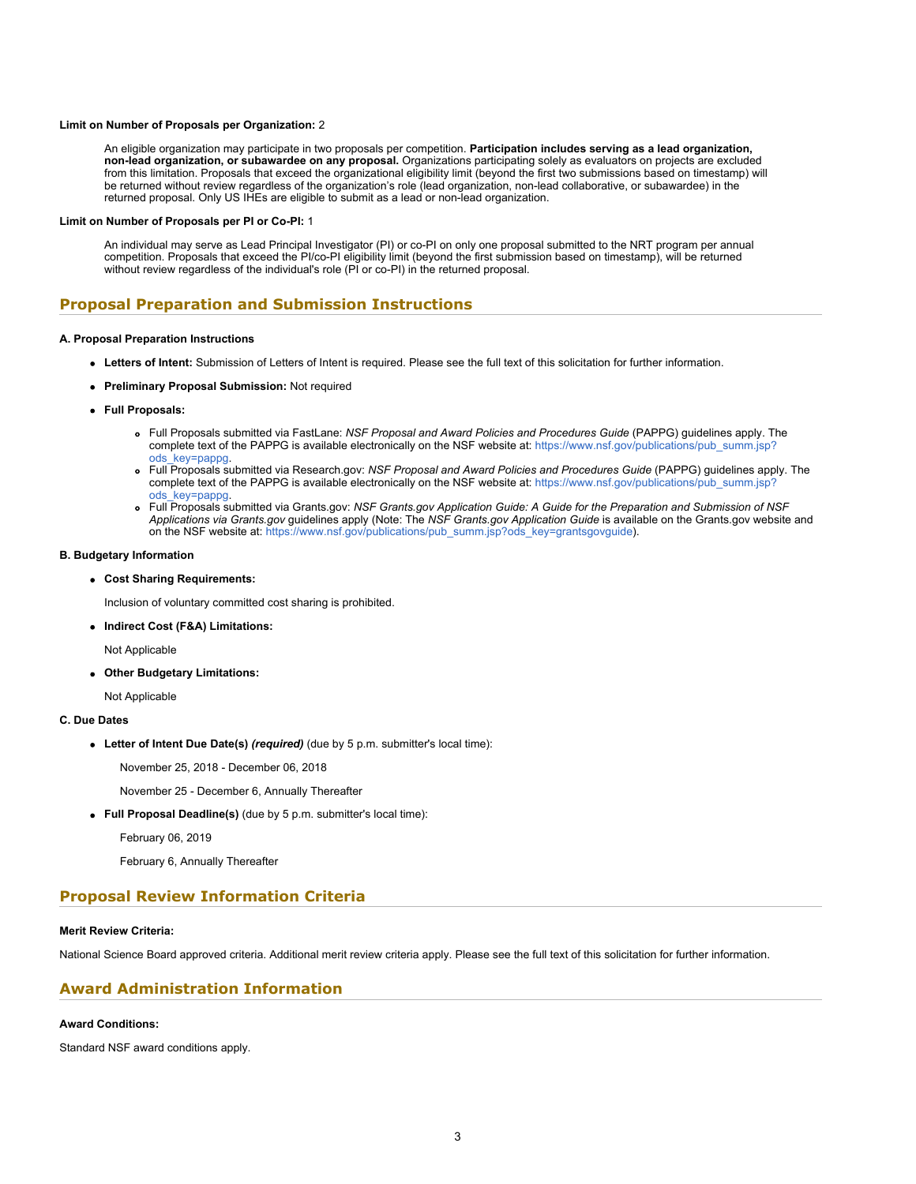**Limit on Number of Proposals per Organization:** 2

An eligible organization may participate in two proposals per competition. **Participation includes serving as a lead organization, non-lead organization, or subawardee on any proposal.** Organizations participating solely as evaluators on projects are excluded from this limitation. Proposals that exceed the organizational eligibility limit (beyond the first two submissions based on timestamp) will be returned without review regardless of the organization's role (lead organization, non-lead collaborative, or subawardee) in the returned proposal. Only US IHEs are eligible to submit as a lead or non-lead organization.

**Limit on Number of Proposals per PI or Co-PI:** 1

An individual may serve as Lead Principal Investigator (PI) or co-PI on only one proposal submitted to the NRT program per annual competition. Proposals that exceed the PI/co-PI eligibility limit (beyond the first submission based on timestamp), will be returned without review regardless of the individual's role (PI or co-PI) in the returned proposal.

## Proposal Preparation and Submission Instructions

**A. Proposal Preparation Instructions**

- **Letters of Intent:** Submission of Letters of Intent is required. Please see the full text of this solicitation for further information.
- **Preliminary Proposal Submission:** Not required
- **Full Proposals:**
  - Full Proposals submitted via FastLane: *NSF Proposal and Award Policies and Procedures Guide* (PAPPG) guidelines apply. The complete text of the PAPPG is available electronically on the NSF website at: https://www.nsf.gov/publications/pub_summ.jsp?ods_key=pappg.
  - Full Proposals submitted via Research.gov: *NSF Proposal and Award Policies and Procedures Guide* (PAPPG) guidelines apply. The complete text of the PAPPG is available electronically on the NSF website at: https://www.nsf.gov/publications/pub_summ.jsp?ods_key=pappg.
  - Full Proposals submitted via Grants.gov: *NSF Grants.gov Application Guide: A Guide for the Preparation and Submission of NSF Applications via Grants.gov* guidelines apply (Note: The *NSF Grants.gov Application Guide* is available on the Grants.gov website and on the NSF website at: https://www.nsf.gov/publications/pub_summ.jsp?ods_key=grantsgovguide).

**B. Budgetary Information**

- **Cost Sharing Requirements:**

  Inclusion of voluntary committed cost sharing is prohibited.

- **Indirect Cost (F&A) Limitations:**

  Not Applicable

- **Other Budgetary Limitations:**

  Not Applicable

**C. Due Dates**

- **Letter of Intent Due Date(s)** ***(required)*** (due by 5 p.m. submitter's local time):

  November 25, 2018 - December 06, 2018

  November 25 - December 6, Annually Thereafter

- **Full Proposal Deadline(s)** (due by 5 p.m. submitter's local time):

  February 06, 2019

  February 6, Annually Thereafter

## Proposal Review Information Criteria

**Merit Review Criteria:**

National Science Board approved criteria. Additional merit review criteria apply. Please see the full text of this solicitation for further information.

## Award Administration Information

**Award Conditions:**

Standard NSF award conditions apply.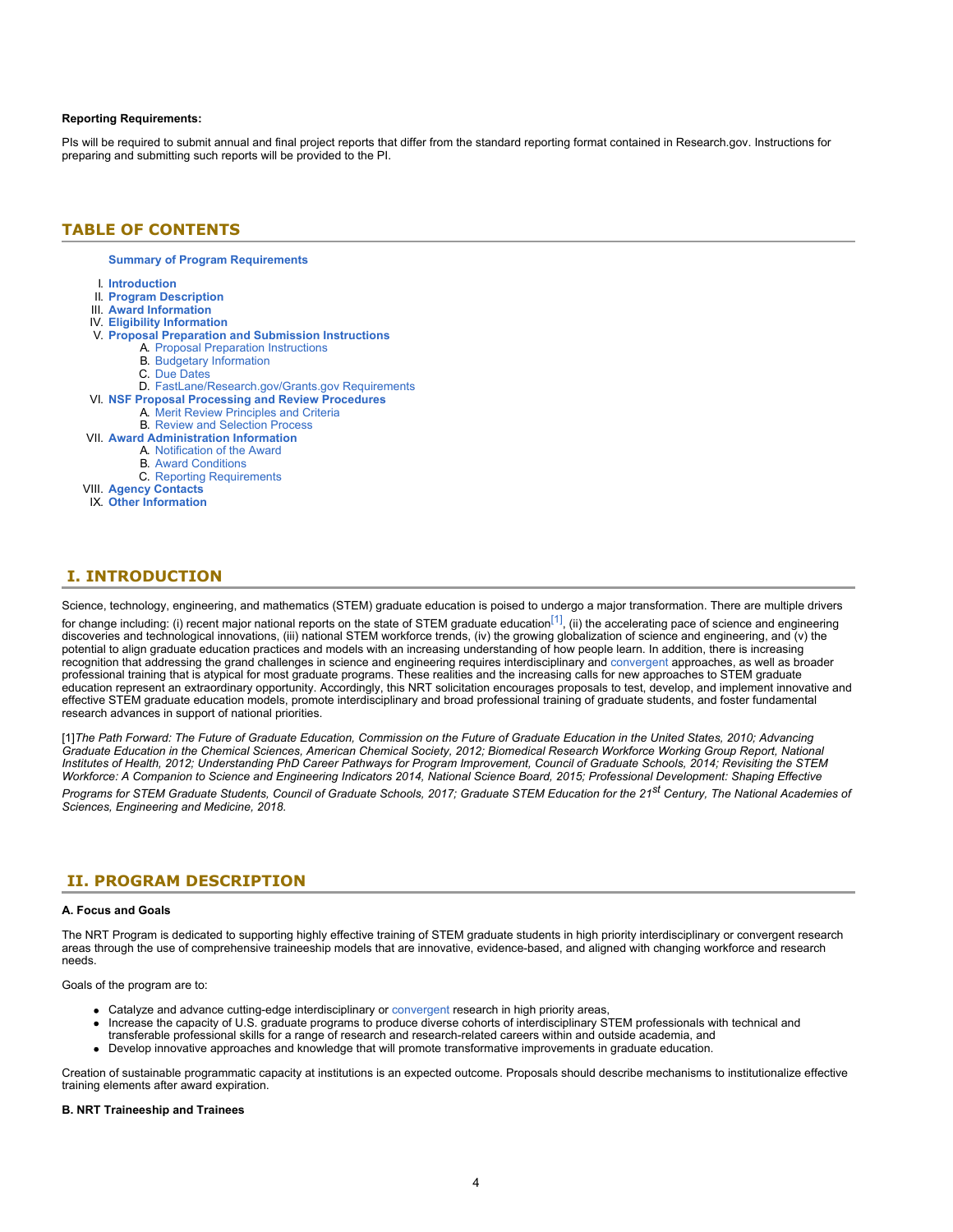**Reporting Requirements:**

PIs will be required to submit annual and final project reports that differ from the standard reporting format contained in Research.gov. Instructions for preparing and submitting such reports will be provided to the PI.

## TABLE OF CONTENTS

**Summary of Program Requirements**

I. **Introduction**
II. **Program Description**
III. **Award Information**
IV. **Eligibility Information**
V. **Proposal Preparation and Submission Instructions**
   A. Proposal Preparation Instructions
   B. Budgetary Information
   C. Due Dates
   D. FastLane/Research.gov/Grants.gov Requirements
VI. **NSF Proposal Processing and Review Procedures**
   A. Merit Review Principles and Criteria
   B. Review and Selection Process
VII. **Award Administration Information**
   A. Notification of the Award
   B. Award Conditions
   C. Reporting Requirements
VIII. **Agency Contacts**
IX. **Other Information**

## I. INTRODUCTION

Science, technology, engineering, and mathematics (STEM) graduate education is poised to undergo a major transformation. There are multiple drivers for change including: (i) recent major national reports on the state of STEM graduate education[1], (ii) the accelerating pace of science and engineering discoveries and technological innovations, (iii) national STEM workforce trends, (iv) the growing globalization of science and engineering, and (v) the potential to align graduate education practices and models with an increasing understanding of how people learn. In addition, there is increasing recognition that addressing the grand challenges in science and engineering requires interdisciplinary and convergent approaches, as well as broader professional training that is atypical for most graduate programs. These realities and the increasing calls for new approaches to STEM graduate education represent an extraordinary opportunity. Accordingly, this NRT solicitation encourages proposals to test, develop, and implement innovative and effective STEM graduate education models, promote interdisciplinary and broad professional training of graduate students, and foster fundamental research advances in support of national priorities.

[1]*The Path Forward: The Future of Graduate Education, Commission on the Future of Graduate Education in the United States, 2010; Advancing Graduate Education in the Chemical Sciences, American Chemical Society, 2012; Biomedical Research Workforce Working Group Report, National Institutes of Health, 2012; Understanding PhD Career Pathways for Program Improvement, Council of Graduate Schools, 2014; Revisiting the STEM Workforce: A Companion to Science and Engineering Indicators 2014, National Science Board, 2015; Professional Development: Shaping Effective Programs for STEM Graduate Students, Council of Graduate Schools, 2017; Graduate STEM Education for the 21st Century, The National Academies of Sciences, Engineering and Medicine, 2018.*

## II. PROGRAM DESCRIPTION

### A. Focus and Goals

The NRT Program is dedicated to supporting highly effective training of STEM graduate students in high priority interdisciplinary or convergent research areas through the use of comprehensive traineeship models that are innovative, evidence-based, and aligned with changing workforce and research needs.

Goals of the program are to:

- Catalyze and advance cutting-edge interdisciplinary or convergent research in high priority areas,
- Increase the capacity of U.S. graduate programs to produce diverse cohorts of interdisciplinary STEM professionals with technical and transferable professional skills for a range of research and research-related careers within and outside academia, and
- Develop innovative approaches and knowledge that will promote transformative improvements in graduate education.

Creation of sustainable programmatic capacity at institutions is an expected outcome. Proposals should describe mechanisms to institutionalize effective training elements after award expiration.

### B. NRT Traineeship and Trainees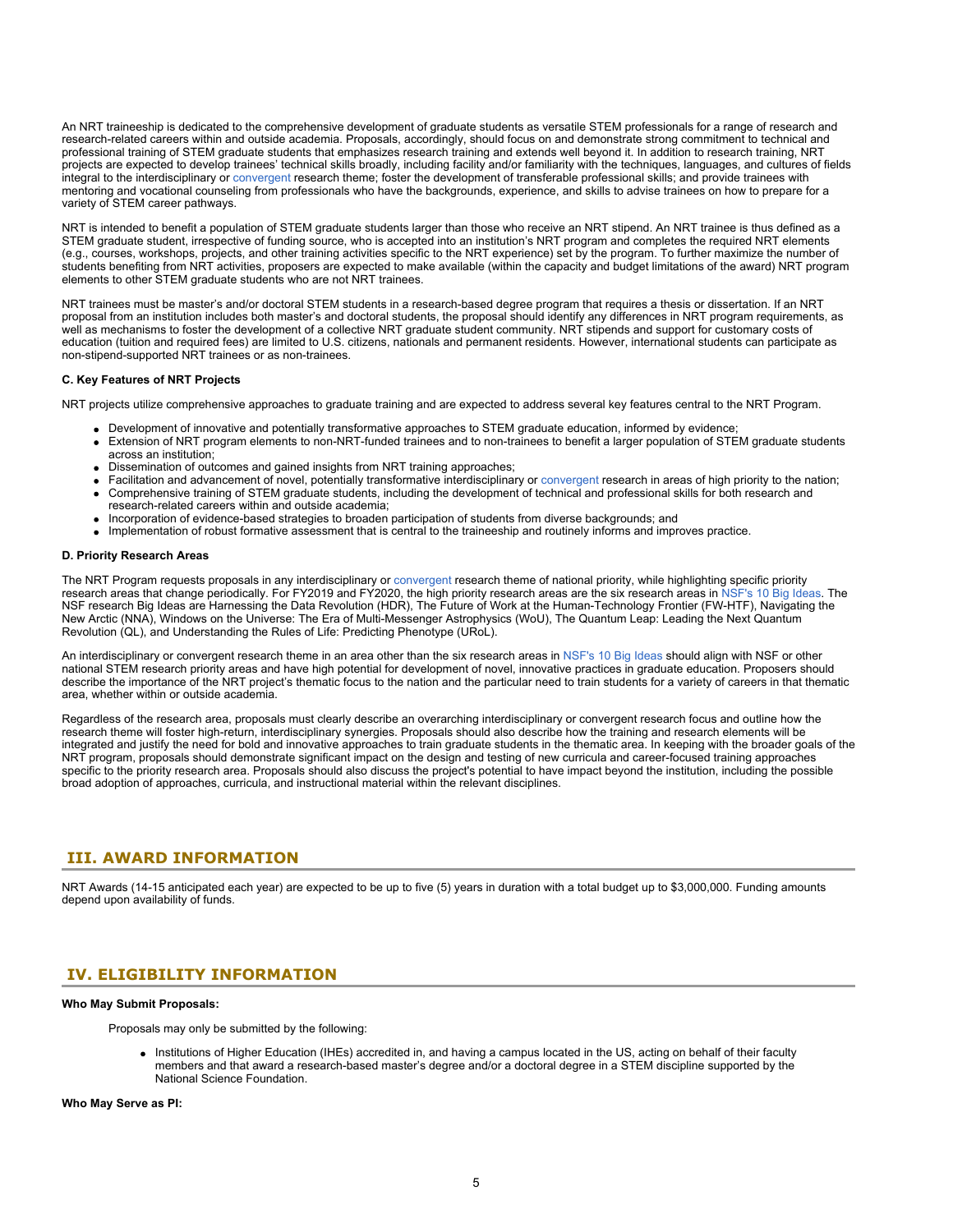An NRT traineeship is dedicated to the comprehensive development of graduate students as versatile STEM professionals for a range of research and research-related careers within and outside academia. Proposals, accordingly, should focus on and demonstrate strong commitment to technical and professional training of STEM graduate students that emphasizes research training and extends well beyond it. In addition to research training, NRT projects are expected to develop trainees' technical skills broadly, including facility and/or familiarity with the techniques, languages, and cultures of fields integral to the interdisciplinary or convergent research theme; foster the development of transferable professional skills; and provide trainees with mentoring and vocational counseling from professionals who have the backgrounds, experience, and skills to advise trainees on how to prepare for a variety of STEM career pathways.

NRT is intended to benefit a population of STEM graduate students larger than those who receive an NRT stipend. An NRT trainee is thus defined as a STEM graduate student, irrespective of funding source, who is accepted into an institution's NRT program and completes the required NRT elements (e.g., courses, workshops, projects, and other training activities specific to the NRT experience) set by the program. To further maximize the number of students benefiting from NRT activities, proposers are expected to make available (within the capacity and budget limitations of the award) NRT program elements to other STEM graduate students who are not NRT trainees.

NRT trainees must be master's and/or doctoral STEM students in a research-based degree program that requires a thesis or dissertation. If an NRT proposal from an institution includes both master's and doctoral students, the proposal should identify any differences in NRT program requirements, as well as mechanisms to foster the development of a collective NRT graduate student community. NRT stipends and support for customary costs of education (tuition and required fees) are limited to U.S. citizens, nationals and permanent residents. However, international students can participate as non-stipend-supported NRT trainees or as non-trainees.

**C. Key Features of NRT Projects**

NRT projects utilize comprehensive approaches to graduate training and are expected to address several key features central to the NRT Program.

- Development of innovative and potentially transformative approaches to STEM graduate education, informed by evidence;
- Extension of NRT program elements to non-NRT-funded trainees and to non-trainees to benefit a larger population of STEM graduate students across an institution;
- Dissemination of outcomes and gained insights from NRT training approaches;
- Facilitation and advancement of novel, potentially transformative interdisciplinary or convergent research in areas of high priority to the nation;
- Comprehensive training of STEM graduate students, including the development of technical and professional skills for both research and research-related careers within and outside academia;
- Incorporation of evidence-based strategies to broaden participation of students from diverse backgrounds; and
- Implementation of robust formative assessment that is central to the traineeship and routinely informs and improves practice.

**D. Priority Research Areas**

The NRT Program requests proposals in any interdisciplinary or convergent research theme of national priority, while highlighting specific priority research areas that change periodically. For FY2019 and FY2020, the high priority research areas are the six research areas in NSF's 10 Big Ideas. The NSF research Big Ideas are Harnessing the Data Revolution (HDR), The Future of Work at the Human-Technology Frontier (FW-HTF), Navigating the New Arctic (NNA), Windows on the Universe: The Era of Multi-Messenger Astrophysics (WoU), The Quantum Leap: Leading the Next Quantum Revolution (QL), and Understanding the Rules of Life: Predicting Phenotype (URoL).

An interdisciplinary or convergent research theme in an area other than the six research areas in NSF's 10 Big Ideas should align with NSF or other national STEM research priority areas and have high potential for development of novel, innovative practices in graduate education. Proposers should describe the importance of the NRT project's thematic focus to the nation and the particular need to train students for a variety of careers in that thematic area, whether within or outside academia.

Regardless of the research area, proposals must clearly describe an overarching interdisciplinary or convergent research focus and outline how the research theme will foster high-return, interdisciplinary synergies. Proposals should also describe how the training and research elements will be integrated and justify the need for bold and innovative approaches to train graduate students in the thematic area. In keeping with the broader goals of the NRT program, proposals should demonstrate significant impact on the design and testing of new curricula and career-focused training approaches specific to the priority research area. Proposals should also discuss the project's potential to have impact beyond the institution, including the possible broad adoption of approaches, curricula, and instructional material within the relevant disciplines.

## III. AWARD INFORMATION

NRT Awards (14-15 anticipated each year) are expected to be up to five (5) years in duration with a total budget up to $3,000,000. Funding amounts depend upon availability of funds.

## IV. ELIGIBILITY INFORMATION

**Who May Submit Proposals:**

Proposals may only be submitted by the following:

- Institutions of Higher Education (IHEs) accredited in, and having a campus located in the US, acting on behalf of their faculty members and that award a research-based master's degree and/or a doctoral degree in a STEM discipline supported by the National Science Foundation.

**Who May Serve as PI:**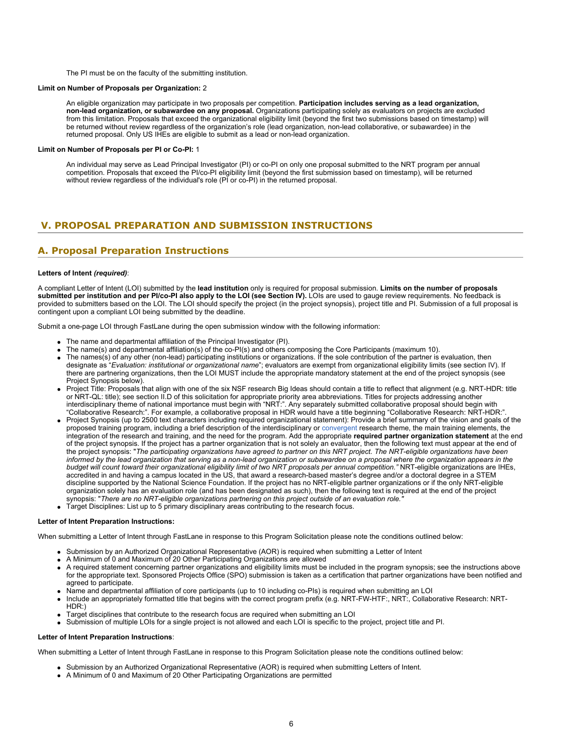The PI must be on the faculty of the submitting institution.

**Limit on Number of Proposals per Organization:** 2

An eligible organization may participate in two proposals per competition. **Participation includes serving as a lead organization, non-lead organization, or subawardee on any proposal.** Organizations participating solely as evaluators on projects are excluded from this limitation. Proposals that exceed the organizational eligibility limit (beyond the first two submissions based on timestamp) will be returned without review regardless of the organization's role (lead organization, non-lead collaborative, or subawardee) in the returned proposal. Only US IHEs are eligible to submit as a lead or non-lead organization.

**Limit on Number of Proposals per PI or Co-PI:** 1

An individual may serve as Lead Principal Investigator (PI) or co-PI on only one proposal submitted to the NRT program per annual competition. Proposals that exceed the PI/co-PI eligibility limit (beyond the first submission based on timestamp), will be returned without review regardless of the individual's role (PI or co-PI) in the returned proposal.

# V. PROPOSAL PREPARATION AND SUBMISSION INSTRUCTIONS

## A. Proposal Preparation Instructions

**Letters of Intent *(required)***:

A compliant Letter of Intent (LOI) submitted by the **lead institution** only is required for proposal submission. **Limits on the number of proposals submitted per institution and per PI/co-PI also apply to the LOI (see Section IV).** LOIs are used to gauge review requirements. No feedback is provided to submitters based on the LOI. The LOI should specify the project (in the project synopsis), project title and PI. Submission of a full proposal is contingent upon a compliant LOI being submitted by the deadline.

Submit a one-page LOI through FastLane during the open submission window with the following information:

- The name and departmental affiliation of the Principal Investigator (PI).
- The name(s) and departmental affiliation(s) of the co-PI(s) and others composing the Core Participants (maximum 10).
- The names(s) of any other (non-lead) participating institutions or organizations. If the sole contribution of the partner is evaluation, then designate as "*Evaluation: institutional or organizational name*"; evaluators are exempt from organizational eligibility limits (see section IV). If there are partnering organizations, then the LOI MUST include the appropriate mandatory statement at the end of the project synopsis (see Project Synopsis below).
- Project Title: Proposals that align with one of the six NSF research Big Ideas should contain a title to reflect that alignment (e.g. NRT-HDR: title or NRT-QL: title); see section II.D of this solicitation for appropriate priority area abbreviations. Titles for projects addressing another interdisciplinary theme of national importance must begin with "NRT:". Any separately submitted collaborative proposal should begin with "Collaborative Research:". For example, a collaborative proposal in HDR would have a title beginning "Collaborative Research: NRT-HDR:".
- Project Synopsis (up to 2500 text characters including required organizational statement): Provide a brief summary of the vision and goals of the proposed training program, including a brief description of the interdisciplinary or convergent research theme, the main training elements, the integration of the research and training, and the need for the program. Add the appropriate **required partner organization statement** at the end of the project synopsis. If the project has a partner organization that is not solely an evaluator, then the following text must appear at the end of the project synopsis: "*The participating organizations have agreed to partner on this NRT project. The NRT-eligible organizations have been informed by the lead organization that serving as a non-lead organization or subawardee on a proposal where the organization appears in the budget will count toward their organizational eligibility limit of two NRT proposals per annual competition.*" NRT-eligible organizations are IHEs, accredited in and having a campus located in the US, that award a research-based master's degree and/or a doctoral degree in a STEM discipline supported by the National Science Foundation. If the project has no NRT-eligible partner organizations or if the only NRT-eligible organization solely has an evaluation role (and has been designated as such), then the following text is required at the end of the project synopsis: "*There are no NRT-eligible organizations partnering on this project outside of an evaluation role.*"
- Target Disciplines: List up to 5 primary disciplinary areas contributing to the research focus.

**Letter of Intent Preparation Instructions:**

When submitting a Letter of Intent through FastLane in response to this Program Solicitation please note the conditions outlined below:

- Submission by an Authorized Organizational Representative (AOR) is required when submitting a Letter of Intent
- A Minimum of 0 and Maximum of 20 Other Participating Organizations are allowed
- A required statement concerning partner organizations and eligibility limits must be included in the program synopsis; see the instructions above for the appropriate text. Sponsored Projects Office (SPO) submission is taken as a certification that partner organizations have been notified and agreed to participate.
- Name and departmental affiliation of core participants (up to 10 including co-PIs) is required when submitting an LOI
- Include an appropriately formatted title that begins with the correct program prefix (e.g. NRT-FW-HTF:, NRT:, Collaborative Research: NRT-HDR:)
- Target disciplines that contribute to the research focus are required when submitting an LOI
- Submission of multiple LOIs for a single project is not allowed and each LOI is specific to the project, project title and PI.

**Letter of Intent Preparation Instructions**:

When submitting a Letter of Intent through FastLane in response to this Program Solicitation please note the conditions outlined below:

- Submission by an Authorized Organizational Representative (AOR) is required when submitting Letters of Intent.
- A Minimum of 0 and Maximum of 20 Other Participating Organizations are permitted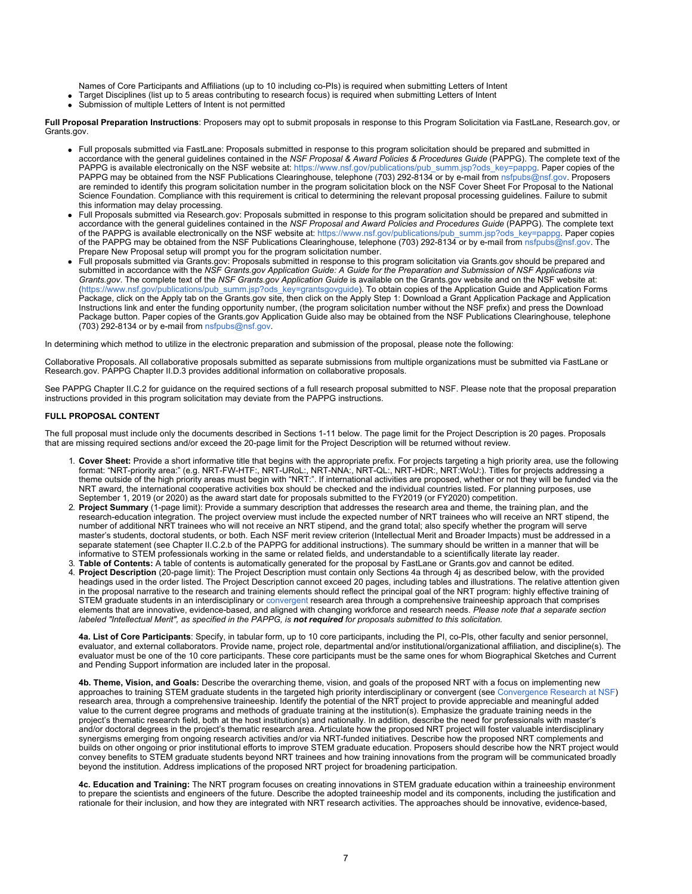Names of Core Participants and Affiliations (up to 10 including co-PIs) is required when submitting Letters of Intent

- Target Disciplines (list up to 5 areas contributing to research focus) is required when submitting Letters of Intent
- Submission of multiple Letters of Intent is not permitted

**Full Proposal Preparation Instructions**: Proposers may opt to submit proposals in response to this Program Solicitation via FastLane, Research.gov, or Grants.gov.

- Full proposals submitted via FastLane: Proposals submitted in response to this program solicitation should be prepared and submitted in accordance with the general guidelines contained in the *NSF Proposal & Award Policies & Procedures Guide* (PAPPG). The complete text of the PAPPG is available electronically on the NSF website at: https://www.nsf.gov/publications/pub_summ.jsp?ods_key=pappg. Paper copies of the PAPPG may be obtained from the NSF Publications Clearinghouse, telephone (703) 292-8134 or by e-mail from nsfpubs@nsf.gov. Proposers are reminded to identify this program solicitation number in the program solicitation block on the NSF Cover Sheet For Proposal to the National Science Foundation. Compliance with this requirement is critical to determining the relevant proposal processing guidelines. Failure to submit this information may delay processing.
- Full Proposals submitted via Research.gov: Proposals submitted in response to this program solicitation should be prepared and submitted in accordance with the general guidelines contained in the *NSF Proposal and Award Policies and Procedures Guide* (PAPPG). The complete text of the PAPPG is available electronically on the NSF website at: https://www.nsf.gov/publications/pub_summ.jsp?ods_key=pappg. Paper copies of the PAPPG may be obtained from the NSF Publications Clearinghouse, telephone (703) 292-8134 or by e-mail from nsfpubs@nsf.gov. The Prepare New Proposal setup will prompt you for the program solicitation number.
- Full proposals submitted via Grants.gov: Proposals submitted in response to this program solicitation via Grants.gov should be prepared and submitted in accordance with the *NSF Grants.gov Application Guide: A Guide for the Preparation and Submission of NSF Applications via Grants.gov*. The complete text of the *NSF Grants.gov Application Guide* is available on the Grants.gov website and on the NSF website at: (https://www.nsf.gov/publications/pub_summ.jsp?ods_key=grantsgovguide). To obtain copies of the Application Guide and Application Forms Package, click on the Apply tab on the Grants.gov site, then click on the Apply Step 1: Download a Grant Application Package and Application Instructions link and enter the funding opportunity number, (the program solicitation number without the NSF prefix) and press the Download Package button. Paper copies of the Grants.gov Application Guide also may be obtained from the NSF Publications Clearinghouse, telephone (703) 292-8134 or by e-mail from nsfpubs@nsf.gov.

In determining which method to utilize in the electronic preparation and submission of the proposal, please note the following:

Collaborative Proposals. All collaborative proposals submitted as separate submissions from multiple organizations must be submitted via FastLane or Research.gov. PAPPG Chapter II.D.3 provides additional information on collaborative proposals.

See PAPPG Chapter II.C.2 for guidance on the required sections of a full research proposal submitted to NSF. Please note that the proposal preparation instructions provided in this program solicitation may deviate from the PAPPG instructions.

**FULL PROPOSAL CONTENT**

The full proposal must include only the documents described in Sections 1-11 below. The page limit for the Project Description is 20 pages. Proposals that are missing required sections and/or exceed the 20-page limit for the Project Description will be returned without review.

1. **Cover Sheet:** Provide a short informative title that begins with the appropriate prefix. For projects targeting a high priority area, use the following format: "NRT-priority area:" (e.g. NRT-FW-HTF:, NRT-URoL:, NRT-NNA:, NRT-QL:, NRT-HDR:, NRT:WoU:). Titles for projects addressing a theme outside of the high priority areas must begin with "NRT:". If international activities are proposed, whether or not they will be funded via the NRT award, the international cooperative activities box should be checked and the individual countries listed. For planning purposes, use September 1, 2019 (or 2020) as the award start date for proposals submitted to the FY2019 (or FY2020) competition.
2. **Project Summary** (1-page limit): Provide a summary description that addresses the research area and theme, the training plan, and the research-education integration. The project overview must include the expected number of NRT trainees who will receive an NRT stipend, the number of additional NRT trainees who will not receive an NRT stipend, and the grand total; also specify whether the program will serve master's students, doctoral students, or both. Each NSF merit review criterion (Intellectual Merit and Broader Impacts) must be addressed in a separate statement (see Chapter II.C.2.b of the PAPPG for additional instructions). The summary should be written in a manner that will be informative to STEM professionals working in the same or related fields, and understandable to a scientifically literate lay reader.
3. **Table of Contents:** A table of contents is automatically generated for the proposal by FastLane or Grants.gov and cannot be edited.
4. **Project Description** (20-page limit): The Project Description must contain only Sections 4a through 4j as described below, with the provided headings used in the order listed. The Project Description cannot exceed 20 pages, including tables and illustrations. The relative attention given in the proposal narrative to the research and training elements should reflect the principal goal of the NRT program: highly effective training of STEM graduate students in an interdisciplinary or convergent research area through a comprehensive traineeship approach that comprises elements that are innovative, evidence-based, and aligned with changing workforce and research needs. *Please note that a separate section labeled "Intellectual Merit", as specified in the PAPPG, is **not required** for proposals submitted to this solicitation.*

   **4a. List of Core Participants**: Specify, in tabular form, up to 10 core participants, including the PI, co-PIs, other faculty and senior personnel, evaluator, and external collaborators. Provide name, project role, departmental and/or institutional/organizational affiliation, and discipline(s). The evaluator must be one of the 10 core participants. These core participants must be the same ones for whom Biographical Sketches and Current and Pending Support information are included later in the proposal.

   **4b. Theme, Vision, and Goals:** Describe the overarching theme, vision, and goals of the proposed NRT with a focus on implementing new approaches to training STEM graduate students in the targeted high priority interdisciplinary or convergent (see Convergence Research at NSF) research area, through a comprehensive traineeship. Identify the potential of the NRT project to provide appreciable and meaningful added value to the current degree programs and methods of graduate training at the institution(s). Emphasize the graduate training needs in the project's thematic research field, both at the host institution(s) and nationally. In addition, describe the need for professionals with master's and/or doctoral degrees in the project's thematic research area. Articulate how the proposed NRT project will foster valuable interdisciplinary synergisms emerging from ongoing research activities and/or via NRT-funded initiatives. Describe how the proposed NRT complements and builds on other ongoing or prior institutional efforts to improve STEM graduate education. Proposers should describe how the NRT project would convey benefits to STEM graduate students beyond NRT trainees and how training innovations from the program will be communicated broadly beyond the institution. Address implications of the proposed NRT project for broadening participation.

   **4c. Education and Training:** The NRT program focuses on creating innovations in STEM graduate education within a traineeship environment to prepare the scientists and engineers of the future. Describe the adopted traineeship model and its components, including the justification and rationale for their inclusion, and how they are integrated with NRT research activities. The approaches should be innovative, evidence-based,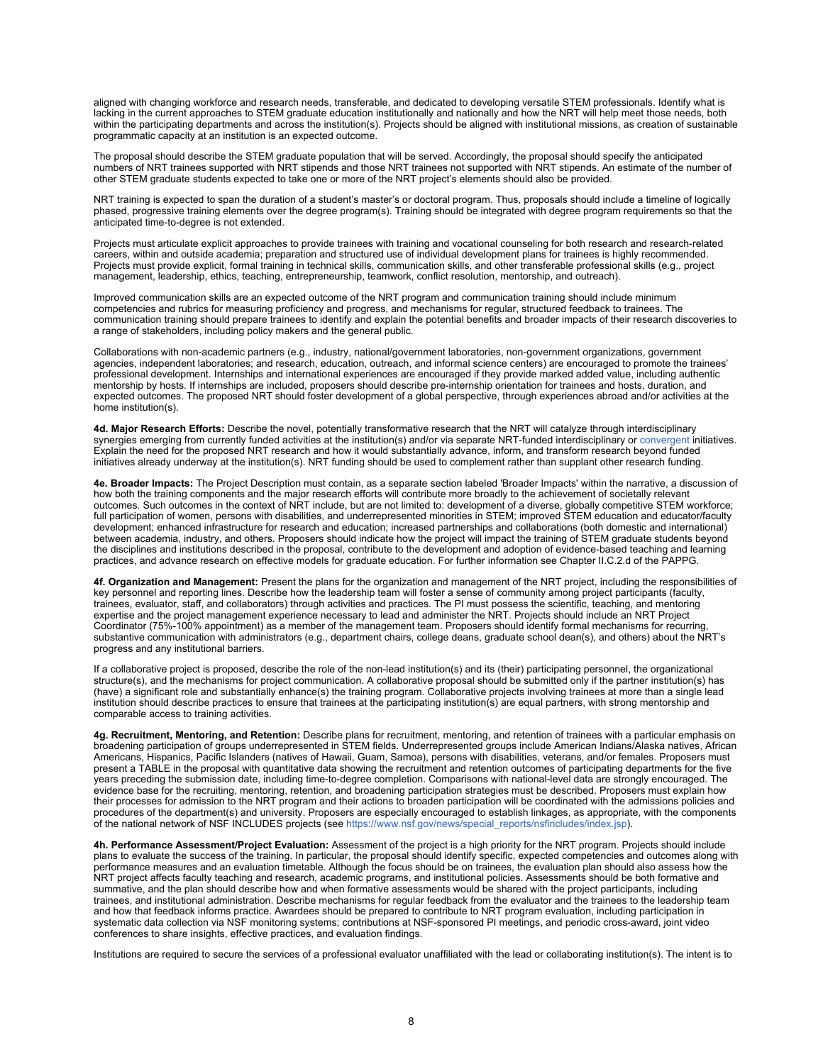aligned with changing workforce and research needs, transferable, and dedicated to developing versatile STEM professionals. Identify what is lacking in the current approaches to STEM graduate education institutionally and nationally and how the NRT will help meet those needs, both within the participating departments and across the institution(s). Projects should be aligned with institutional missions, as creation of sustainable programmatic capacity at an institution is an expected outcome.

The proposal should describe the STEM graduate population that will be served. Accordingly, the proposal should specify the anticipated numbers of NRT trainees supported with NRT stipends and those NRT trainees not supported with NRT stipends. An estimate of the number of other STEM graduate students expected to take one or more of the NRT project's elements should also be provided.

NRT training is expected to span the duration of a student's master's or doctoral program. Thus, proposals should include a timeline of logically phased, progressive training elements over the degree program(s). Training should be integrated with degree program requirements so that the anticipated time-to-degree is not extended.

Projects must articulate explicit approaches to provide trainees with training and vocational counseling for both research and research-related careers, within and outside academia; preparation and structured use of individual development plans for trainees is highly recommended. Projects must provide explicit, formal training in technical skills, communication skills, and other transferable professional skills (e.g., project management, leadership, ethics, teaching, entrepreneurship, teamwork, conflict resolution, mentorship, and outreach).

Improved communication skills are an expected outcome of the NRT program and communication training should include minimum competencies and rubrics for measuring proficiency and progress, and mechanisms for regular, structured feedback to trainees. The communication training should prepare trainees to identify and explain the potential benefits and broader impacts of their research discoveries to a range of stakeholders, including policy makers and the general public.

Collaborations with non-academic partners (e.g., industry, national/government laboratories, non-government organizations, government agencies, independent laboratories; and research, education, outreach, and informal science centers) are encouraged to promote the trainees' professional development. Internships and international experiences are encouraged if they provide marked added value, including authentic mentorship by hosts. If internships are included, proposers should describe pre-internship orientation for trainees and hosts, duration, and expected outcomes. The proposed NRT should foster development of a global perspective, through experiences abroad and/or activities at the home institution(s).

**4d. Major Research Efforts:** Describe the novel, potentially transformative research that the NRT will catalyze through interdisciplinary synergies emerging from currently funded activities at the institution(s) and/or via separate NRT-funded interdisciplinary or convergent initiatives. Explain the need for the proposed NRT research and how it would substantially advance, inform, and transform research beyond funded initiatives already underway at the institution(s). NRT funding should be used to complement rather than supplant other research funding.

**4e. Broader Impacts:** The Project Description must contain, as a separate section labeled 'Broader Impacts' within the narrative, a discussion of how both the training components and the major research efforts will contribute more broadly to the achievement of societally relevant outcomes. Such outcomes in the context of NRT include, but are not limited to: development of a diverse, globally competitive STEM workforce; full participation of women, persons with disabilities, and underrepresented minorities in STEM; improved STEM education and educator/faculty development; enhanced infrastructure for research and education; increased partnerships and collaborations (both domestic and international) between academia, industry, and others. Proposers should indicate how the project will impact the training of STEM graduate students beyond the disciplines and institutions described in the proposal, contribute to the development and adoption of evidence-based teaching and learning practices, and advance research on effective models for graduate education. For further information see Chapter II.C.2.d of the PAPPG.

**4f. Organization and Management:** Present the plans for the organization and management of the NRT project, including the responsibilities of key personnel and reporting lines. Describe how the leadership team will foster a sense of community among project participants (faculty, trainees, evaluator, staff, and collaborators) through activities and practices. The PI must possess the scientific, teaching, and mentoring expertise and the project management experience necessary to lead and administer the NRT. Projects should include an NRT Project Coordinator (75%-100% appointment) as a member of the management team. Proposers should identify formal mechanisms for recurring, substantive communication with administrators (e.g., department chairs, college deans, graduate school dean(s), and others) about the NRT's progress and any institutional barriers.

If a collaborative project is proposed, describe the role of the non-lead institution(s) and its (their) participating personnel, the organizational structure(s), and the mechanisms for project communication. A collaborative proposal should be submitted only if the partner institution(s) has (have) a significant role and substantially enhance(s) the training program. Collaborative projects involving trainees at more than a single lead institution should describe practices to ensure that trainees at the participating institution(s) are equal partners, with strong mentorship and comparable access to training activities.

**4g. Recruitment, Mentoring, and Retention:** Describe plans for recruitment, mentoring, and retention of trainees with a particular emphasis on broadening participation of groups underrepresented in STEM fields. Underrepresented groups include American Indians/Alaska natives, African Americans, Hispanics, Pacific Islanders (natives of Hawaii, Guam, Samoa), persons with disabilities, veterans, and/or females. Proposers must present a TABLE in the proposal with quantitative data showing the recruitment and retention outcomes of participating departments for the five years preceding the submission date, including time-to-degree completion. Comparisons with national-level data are strongly encouraged. The evidence base for the recruiting, mentoring, retention, and broadening participation strategies must be described. Proposers must explain how their processes for admission to the NRT program and their actions to broaden participation will be coordinated with the admissions policies and procedures of the department(s) and university. Proposers are especially encouraged to establish linkages, as appropriate, with the components of the national network of NSF INCLUDES projects (see https://www.nsf.gov/news/special_reports/nsfincludes/index.jsp).

**4h. Performance Assessment/Project Evaluation:** Assessment of the project is a high priority for the NRT program. Projects should include plans to evaluate the success of the training. In particular, the proposal should identify specific, expected competencies and outcomes along with performance measures and an evaluation timetable. Although the focus should be on trainees, the evaluation plan should also assess how the NRT project affects faculty teaching and research, academic programs, and institutional policies. Assessments should be both formative and summative, and the plan should describe how and when formative assessments would be shared with the project participants, including trainees, and institutional administration. Describe mechanisms for regular feedback from the evaluator and the trainees to the leadership team and how that feedback informs practice. Awardees should be prepared to contribute to NRT program evaluation, including participation in systematic data collection via NSF monitoring systems; contributions at NSF-sponsored PI meetings, and periodic cross-award, joint video conferences to share insights, effective practices, and evaluation findings.

Institutions are required to secure the services of a professional evaluator unaffiliated with the lead or collaborating institution(s). The intent is to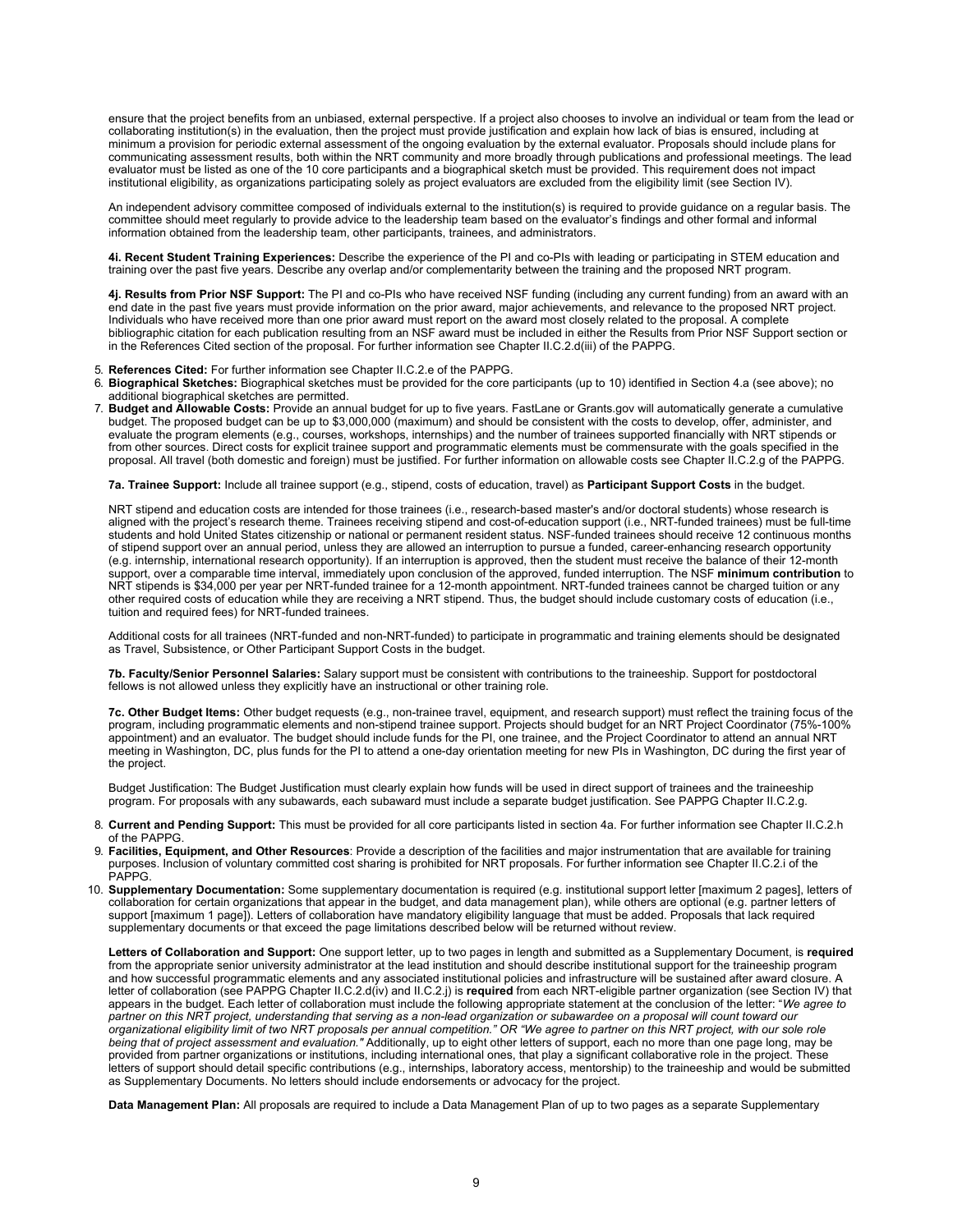ensure that the project benefits from an unbiased, external perspective. If a project also chooses to involve an individual or team from the lead or collaborating institution(s) in the evaluation, then the project must provide justification and explain how lack of bias is ensured, including at minimum a provision for periodic external assessment of the ongoing evaluation by the external evaluator. Proposals should include plans for communicating assessment results, both within the NRT community and more broadly through publications and professional meetings. The lead evaluator must be listed as one of the 10 core participants and a biographical sketch must be provided. This requirement does not impact institutional eligibility, as organizations participating solely as project evaluators are excluded from the eligibility limit (see Section IV).

An independent advisory committee composed of individuals external to the institution(s) is required to provide guidance on a regular basis. The committee should meet regularly to provide advice to the leadership team based on the evaluator's findings and other formal and informal information obtained from the leadership team, other participants, trainees, and administrators.

**4i. Recent Student Training Experiences:** Describe the experience of the PI and co-PIs with leading or participating in STEM education and training over the past five years. Describe any overlap and/or complementarity between the training and the proposed NRT program.

**4j. Results from Prior NSF Support:** The PI and co-PIs who have received NSF funding (including any current funding) from an award with an end date in the past five years must provide information on the prior award, major achievements, and relevance to the proposed NRT project. Individuals who have received more than one prior award must report on the award most closely related to the proposal. A complete bibliographic citation for each publication resulting from an NSF award must be included in either the Results from Prior NSF Support section or in the References Cited section of the proposal. For further information see Chapter II.C.2.d(iii) of the PAPPG.

5. **References Cited:** For further information see Chapter II.C.2.e of the PAPPG.
6. **Biographical Sketches:** Biographical sketches must be provided for the core participants (up to 10) identified in Section 4.a (see above); no additional biographical sketches are permitted.
7. **Budget and Allowable Costs:** Provide an annual budget for up to five years. FastLane or Grants.gov will automatically generate a cumulative budget. The proposed budget can be up to \$3,000,000 (maximum) and should be consistent with the costs to develop, offer, administer, and evaluate the program elements (e.g., courses, workshops, internships) and the number of trainees supported financially with NRT stipends or from other sources. Direct costs for explicit trainee support and programmatic elements must be commensurate with the goals specified in the proposal. All travel (both domestic and foreign) must be justified. For further information on allowable costs see Chapter II.C.2.g of the PAPPG.

**7a. Trainee Support:** Include all trainee support (e.g., stipend, costs of education, travel) as **Participant Support Costs** in the budget.

NRT stipend and education costs are intended for those trainees (i.e., research-based master's and/or doctoral students) whose research is aligned with the project's research theme. Trainees receiving stipend and cost-of-education support (i.e., NRT-funded trainees) must be full-time students and hold United States citizenship or national or permanent resident status. NSF-funded trainees should receive 12 continuous months of stipend support over an annual period, unless they are allowed an interruption to pursue a funded, career-enhancing research opportunity (e.g. internship, international research opportunity). If an interruption is approved, then the student must receive the balance of their 12-month support, over a comparable time interval, immediately upon conclusion of the approved, funded interruption. The NSF **minimum contribution** to NRT stipends is \$34,000 per year per NRT-funded trainee for a 12-month appointment. NRT-funded trainees cannot be charged tuition or any other required costs of education while they are receiving a NRT stipend. Thus, the budget should include customary costs of education (i.e., tuition and required fees) for NRT-funded trainees.

Additional costs for all trainees (NRT-funded and non-NRT-funded) to participate in programmatic and training elements should be designated as Travel, Subsistence, or Other Participant Support Costs in the budget.

**7b. Faculty/Senior Personnel Salaries:** Salary support must be consistent with contributions to the traineeship. Support for postdoctoral fellows is not allowed unless they explicitly have an instructional or other training role.

**7c. Other Budget Items:** Other budget requests (e.g., non-trainee travel, equipment, and research support) must reflect the training focus of the program, including programmatic elements and non-stipend trainee support. Projects should budget for an NRT Project Coordinator (75%-100% appointment) and an evaluator. The budget should include funds for the PI, one trainee, and the Project Coordinator to attend an annual NRT meeting in Washington, DC, plus funds for the PI to attend a one-day orientation meeting for new PIs in Washington, DC during the first year of the project.

Budget Justification: The Budget Justification must clearly explain how funds will be used in direct support of trainees and the traineeship program. For proposals with any subawards, each subaward must include a separate budget justification. See PAPPG Chapter II.C.2.g.

8. **Current and Pending Support:** This must be provided for all core participants listed in section 4a. For further information see Chapter II.C.2.h of the PAPPG.
9. **Facilities, Equipment, and Other Resources**: Provide a description of the facilities and major instrumentation that are available for training purposes. Inclusion of voluntary committed cost sharing is prohibited for NRT proposals. For further information see Chapter II.C.2.i of the PAPPG.
10. **Supplementary Documentation:** Some supplementary documentation is required (e.g. institutional support letter [maximum 2 pages], letters of collaboration for certain organizations that appear in the budget, and data management plan), while others are optional (e.g. partner letters of support [maximum 1 page]). Letters of collaboration have mandatory eligibility language that must be added. Proposals that lack required supplementary documents or that exceed the page limitations described below will be returned without review.

**Letters of Collaboration and Support:** One support letter, up to two pages in length and submitted as a Supplementary Document, is **required** from the appropriate senior university administrator at the lead institution and should describe institutional support for the traineeship program and how successful programmatic elements and any associated institutional policies and infrastructure will be sustained after award closure. A letter of collaboration (see PAPPG Chapter II.C.2.d(iv) and II.C.2.j) is **required** from each NRT-eligible partner organization (see Section IV) that appears in the budget. Each letter of collaboration must include the following appropriate statement at the conclusion of the letter: "*We agree to partner on this NRT project, understanding that serving as a non-lead organization or subawardee on a proposal will count toward our organizational eligibility limit of two NRT proposals per annual competition." OR "We agree to partner on this NRT project, with our sole role being that of project assessment and evaluation."* Additionally, up to eight other letters of support, each no more than one page long, may be provided from partner organizations or institutions, including international ones, that play a significant collaborative role in the project. These letters of support should detail specific contributions (e.g., internships, laboratory access, mentorship) to the traineeship and would be submitted as Supplementary Documents. No letters should include endorsements or advocacy for the project.

**Data Management Plan:** All proposals are required to include a Data Management Plan of up to two pages as a separate Supplementary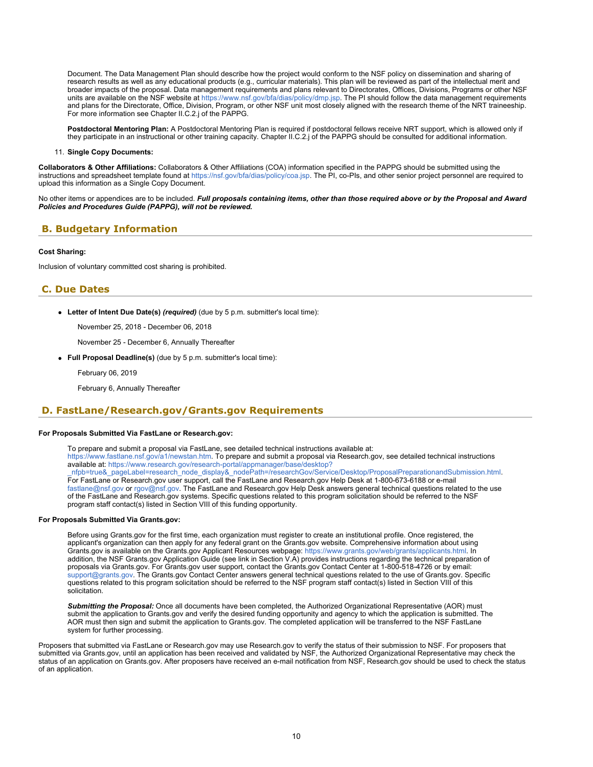Document. The Data Management Plan should describe how the project would conform to the NSF policy on dissemination and sharing of research results as well as any educational products (e.g., curricular materials). This plan will be reviewed as part of the intellectual merit and broader impacts of the proposal. Data management requirements and plans relevant to Directorates, Offices, Divisions, Programs or other NSF units are available on the NSF website at https://www.nsf.gov/bfa/dias/policy/dmp.jsp. The PI should follow the data management requirements and plans for the Directorate, Office, Division, Program, or other NSF unit most closely aligned with the research theme of the NRT traineeship. For more information see Chapter II.C.2.j of the PAPPG.

**Postdoctoral Mentoring Plan:** A Postdoctoral Mentoring Plan is required if postdoctoral fellows receive NRT support, which is allowed only if they participate in an instructional or other training capacity. Chapter II.C.2.j of the PAPPG should be consulted for additional information.

11. **Single Copy Documents:**

**Collaborators & Other Affiliations:** Collaborators & Other Affiliations (COA) information specified in the PAPPG should be submitted using the instructions and spreadsheet template found at https://nsf.gov/bfa/dias/policy/coa.jsp. The PI, co-PIs, and other senior project personnel are required to upload this information as a Single Copy Document.

No other items or appendices are to be included. ***Full proposals containing items, other than those required above or by the Proposal and Award Policies and Procedures Guide (PAPPG), will not be reviewed.***

## B. Budgetary Information

**Cost Sharing:**

Inclusion of voluntary committed cost sharing is prohibited.

## C. Due Dates

- **Letter of Intent Due Date(s)** ***(required)*** (due by 5 p.m. submitter's local time):

  November 25, 2018 - December 06, 2018

  November 25 - December 6, Annually Thereafter

- **Full Proposal Deadline(s)** (due by 5 p.m. submitter's local time):

  February 06, 2019

  February 6, Annually Thereafter

## D. FastLane/Research.gov/Grants.gov Requirements

**For Proposals Submitted Via FastLane or Research.gov:**

To prepare and submit a proposal via FastLane, see detailed technical instructions available at: https://www.fastlane.nsf.gov/a1/newstan.htm. To prepare and submit a proposal via Research.gov, see detailed technical instructions available at: https://www.research.gov/research-portal/appmanager/base/desktop?_nfpb=true&_pageLabel=research_node_display&_nodePath=/researchGov/Service/Desktop/ProposalPreparationandSubmission.html. For FastLane or Research.gov user support, call the FastLane and Research.gov Help Desk at 1-800-673-6188 or e-mail fastlane@nsf.gov or rgov@nsf.gov. The FastLane and Research.gov Help Desk answers general technical questions related to the use of the FastLane and Research.gov systems. Specific questions related to this program solicitation should be referred to the NSF program staff contact(s) listed in Section VIII of this funding opportunity.

**For Proposals Submitted Via Grants.gov:**

Before using Grants.gov for the first time, each organization must register to create an institutional profile. Once registered, the applicant's organization can then apply for any federal grant on the Grants.gov website. Comprehensive information about using Grants.gov is available on the Grants.gov Applicant Resources webpage: https://www.grants.gov/web/grants/applicants.html. In addition, the NSF Grants.gov Application Guide (see link in Section V.A) provides instructions regarding the technical preparation of proposals via Grants.gov. For Grants.gov user support, contact the Grants.gov Contact Center at 1-800-518-4726 or by email: support@grants.gov. The Grants.gov Contact Center answers general technical questions related to the use of Grants.gov. Specific questions related to this program solicitation should be referred to the NSF program staff contact(s) listed in Section VIII of this solicitation.

***Submitting the Proposal:*** Once all documents have been completed, the Authorized Organizational Representative (AOR) must submit the application to Grants.gov and verify the desired funding opportunity and agency to which the application is submitted. The AOR must then sign and submit the application to Grants.gov. The completed application will be transferred to the NSF FastLane system for further processing.

Proposers that submitted via FastLane or Research.gov may use Research.gov to verify the status of their submission to NSF. For proposers that submitted via Grants.gov, until an application has been received and validated by NSF, the Authorized Organizational Representative may check the status of an application on Grants.gov. After proposers have received an e-mail notification from NSF, Research.gov should be used to check the status of an application.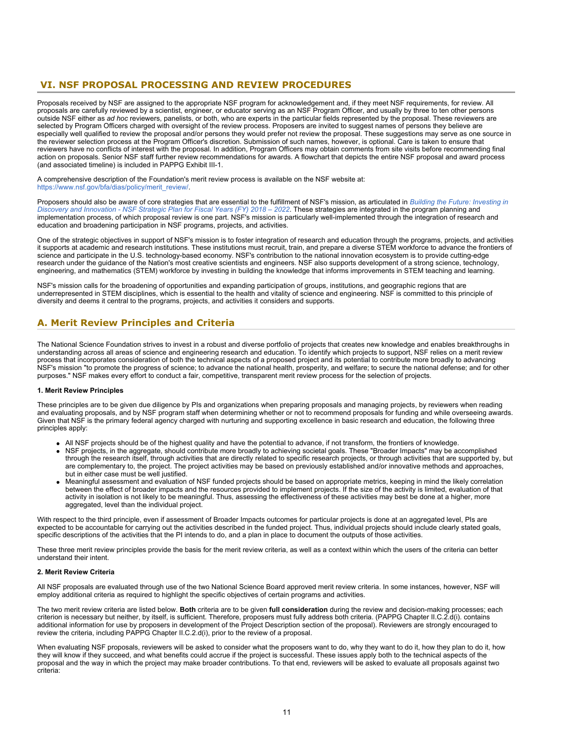## VI. NSF PROPOSAL PROCESSING AND REVIEW PROCEDURES

Proposals received by NSF are assigned to the appropriate NSF program for acknowledgement and, if they meet NSF requirements, for review. All proposals are carefully reviewed by a scientist, engineer, or educator serving as an NSF Program Officer, and usually by three to ten other persons outside NSF either as *ad hoc* reviewers, panelists, or both, who are experts in the particular fields represented by the proposal. These reviewers are selected by Program Officers charged with oversight of the review process. Proposers are invited to suggest names of persons they believe are especially well qualified to review the proposal and/or persons they would prefer not review the proposal. These suggestions may serve as one source in the reviewer selection process at the Program Officer's discretion. Submission of such names, however, is optional. Care is taken to ensure that reviewers have no conflicts of interest with the proposal. In addition, Program Officers may obtain comments from site visits before recommending final action on proposals. Senior NSF staff further review recommendations for awards. A flowchart that depicts the entire NSF proposal and award process (and associated timeline) is included in PAPPG Exhibit III-1.

A comprehensive description of the Foundation's merit review process is available on the NSF website at: https://www.nsf.gov/bfa/dias/policy/merit_review/.

Proposers should also be aware of core strategies that are essential to the fulfillment of NSF's mission, as articulated in *Building the Future: Investing in Discovery and Innovation - NSF Strategic Plan for Fiscal Years (FY) 2018 – 2022*. These strategies are integrated in the program planning and implementation process, of which proposal review is one part. NSF's mission is particularly well-implemented through the integration of research and education and broadening participation in NSF programs, projects, and activities.

One of the strategic objectives in support of NSF's mission is to foster integration of research and education through the programs, projects, and activities it supports at academic and research institutions. These institutions must recruit, train, and prepare a diverse STEM workforce to advance the frontiers of science and participate in the U.S. technology-based economy. NSF's contribution to the national innovation ecosystem is to provide cutting-edge research under the guidance of the Nation's most creative scientists and engineers. NSF also supports development of a strong science, technology, engineering, and mathematics (STEM) workforce by investing in building the knowledge that informs improvements in STEM teaching and learning.

NSF's mission calls for the broadening of opportunities and expanding participation of groups, institutions, and geographic regions that are underrepresented in STEM disciplines, which is essential to the health and vitality of science and engineering. NSF is committed to this principle of diversity and deems it central to the programs, projects, and activities it considers and supports.

### A. Merit Review Principles and Criteria

The National Science Foundation strives to invest in a robust and diverse portfolio of projects that creates new knowledge and enables breakthroughs in understanding across all areas of science and engineering research and education. To identify which projects to support, NSF relies on a merit review process that incorporates consideration of both the technical aspects of a proposed project and its potential to contribute more broadly to advancing NSF's mission "to promote the progress of science; to advance the national health, prosperity, and welfare; to secure the national defense; and for other purposes." NSF makes every effort to conduct a fair, competitive, transparent merit review process for the selection of projects.

#### 1. Merit Review Principles

These principles are to be given due diligence by PIs and organizations when preparing proposals and managing projects, by reviewers when reading and evaluating proposals, and by NSF program staff when determining whether or not to recommend proposals for funding and while overseeing awards. Given that NSF is the primary federal agency charged with nurturing and supporting excellence in basic research and education, the following three principles apply:

- All NSF projects should be of the highest quality and have the potential to advance, if not transform, the frontiers of knowledge.
- NSF projects, in the aggregate, should contribute more broadly to achieving societal goals. These "Broader Impacts" may be accomplished through the research itself, through activities that are directly related to specific research projects, or through activities that are supported by, but are complementary to, the project. The project activities may be based on previously established and/or innovative methods and approaches, but in either case must be well justified.
- Meaningful assessment and evaluation of NSF funded projects should be based on appropriate metrics, keeping in mind the likely correlation between the effect of broader impacts and the resources provided to implement projects. If the size of the activity is limited, evaluation of that activity in isolation is not likely to be meaningful. Thus, assessing the effectiveness of these activities may best be done at a higher, more aggregated, level than the individual project.

With respect to the third principle, even if assessment of Broader Impacts outcomes for particular projects is done at an aggregated level, PIs are expected to be accountable for carrying out the activities described in the funded project. Thus, individual projects should include clearly stated goals, specific descriptions of the activities that the PI intends to do, and a plan in place to document the outputs of those activities.

These three merit review principles provide the basis for the merit review criteria, as well as a context within which the users of the criteria can better understand their intent.

#### 2. Merit Review Criteria

All NSF proposals are evaluated through use of the two National Science Board approved merit review criteria. In some instances, however, NSF will employ additional criteria as required to highlight the specific objectives of certain programs and activities.

The two merit review criteria are listed below. **Both** criteria are to be given **full consideration** during the review and decision-making processes; each criterion is necessary but neither, by itself, is sufficient. Therefore, proposers must fully address both criteria. (PAPPG Chapter II.C.2.d(i). contains additional information for use by proposers in development of the Project Description section of the proposal). Reviewers are strongly encouraged to review the criteria, including PAPPG Chapter II.C.2.d(i), prior to the review of a proposal.

When evaluating NSF proposals, reviewers will be asked to consider what the proposers want to do, why they want to do it, how they plan to do it, how they will know if they succeed, and what benefits could accrue if the project is successful. These issues apply both to the technical aspects of the proposal and the way in which the project may make broader contributions. To that end, reviewers will be asked to evaluate all proposals against two criteria: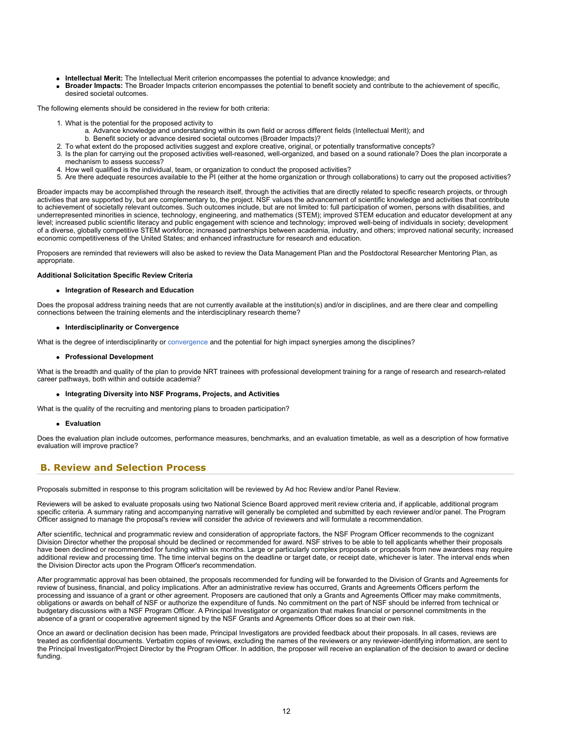- **Intellectual Merit:** The Intellectual Merit criterion encompasses the potential to advance knowledge; and
- **Broader Impacts:** The Broader Impacts criterion encompasses the potential to benefit society and contribute to the achievement of specific, desired societal outcomes.

The following elements should be considered in the review for both criteria:

1. What is the potential for the proposed activity to
   a. Advance knowledge and understanding within its own field or across different fields (Intellectual Merit); and
   b. Benefit society or advance desired societal outcomes (Broader Impacts)?
2. To what extent do the proposed activities suggest and explore creative, original, or potentially transformative concepts?
3. Is the plan for carrying out the proposed activities well-reasoned, well-organized, and based on a sound rationale? Does the plan incorporate a mechanism to assess success?
4. How well qualified is the individual, team, or organization to conduct the proposed activities?
5. Are there adequate resources available to the PI (either at the home organization or through collaborations) to carry out the proposed activities?

Broader impacts may be accomplished through the research itself, through the activities that are directly related to specific research projects, or through activities that are supported by, but are complementary to, the project. NSF values the advancement of scientific knowledge and activities that contribute to achievement of societally relevant outcomes. Such outcomes include, but are not limited to: full participation of women, persons with disabilities, and underrepresented minorities in science, technology, engineering, and mathematics (STEM); improved STEM education and educator development at any level; increased public scientific literacy and public engagement with science and technology; improved well-being of individuals in society; development of a diverse, globally competitive STEM workforce; increased partnerships between academia, industry, and others; improved national security; increased economic competitiveness of the United States; and enhanced infrastructure for research and education.

Proposers are reminded that reviewers will also be asked to review the Data Management Plan and the Postdoctoral Researcher Mentoring Plan, as appropriate.

**Additional Solicitation Specific Review Criteria**

- **Integration of Research and Education**

Does the proposal address training needs that are not currently available at the institution(s) and/or in disciplines, and are there clear and compelling connections between the training elements and the interdisciplinary research theme?

- **Interdisciplinarity or Convergence**

What is the degree of interdisciplinarity or convergence and the potential for high impact synergies among the disciplines?

- **Professional Development**

What is the breadth and quality of the plan to provide NRT trainees with professional development training for a range of research and research-related career pathways, both within and outside academia?

- **Integrating Diversity into NSF Programs, Projects, and Activities**

What is the quality of the recruiting and mentoring plans to broaden participation?

- **Evaluation**

Does the evaluation plan include outcomes, performance measures, benchmarks, and an evaluation timetable, as well as a description of how formative evaluation will improve practice?

## B. Review and Selection Process

Proposals submitted in response to this program solicitation will be reviewed by Ad hoc Review and/or Panel Review.

Reviewers will be asked to evaluate proposals using two National Science Board approved merit review criteria and, if applicable, additional program specific criteria. A summary rating and accompanying narrative will generally be completed and submitted by each reviewer and/or panel. The Program Officer assigned to manage the proposal's review will consider the advice of reviewers and will formulate a recommendation.

After scientific, technical and programmatic review and consideration of appropriate factors, the NSF Program Officer recommends to the cognizant Division Director whether the proposal should be declined or recommended for award. NSF strives to be able to tell applicants whether their proposals have been declined or recommended for funding within six months. Large or particularly complex proposals or proposals from new awardees may require additional review and processing time. The time interval begins on the deadline or target date, or receipt date, whichever is later. The interval ends when the Division Director acts upon the Program Officer's recommendation.

After programmatic approval has been obtained, the proposals recommended for funding will be forwarded to the Division of Grants and Agreements for review of business, financial, and policy implications. After an administrative review has occurred, Grants and Agreements Officers perform the processing and issuance of a grant or other agreement. Proposers are cautioned that only a Grants and Agreements Officer may make commitments, obligations or awards on behalf of NSF or authorize the expenditure of funds. No commitment on the part of NSF should be inferred from technical or budgetary discussions with a NSF Program Officer. A Principal Investigator or organization that makes financial or personnel commitments in the absence of a grant or cooperative agreement signed by the NSF Grants and Agreements Officer does so at their own risk.

Once an award or declination decision has been made, Principal Investigators are provided feedback about their proposals. In all cases, reviews are treated as confidential documents. Verbatim copies of reviews, excluding the names of the reviewers or any reviewer-identifying information, are sent to the Principal Investigator/Project Director by the Program Officer. In addition, the proposer will receive an explanation of the decision to award or decline funding.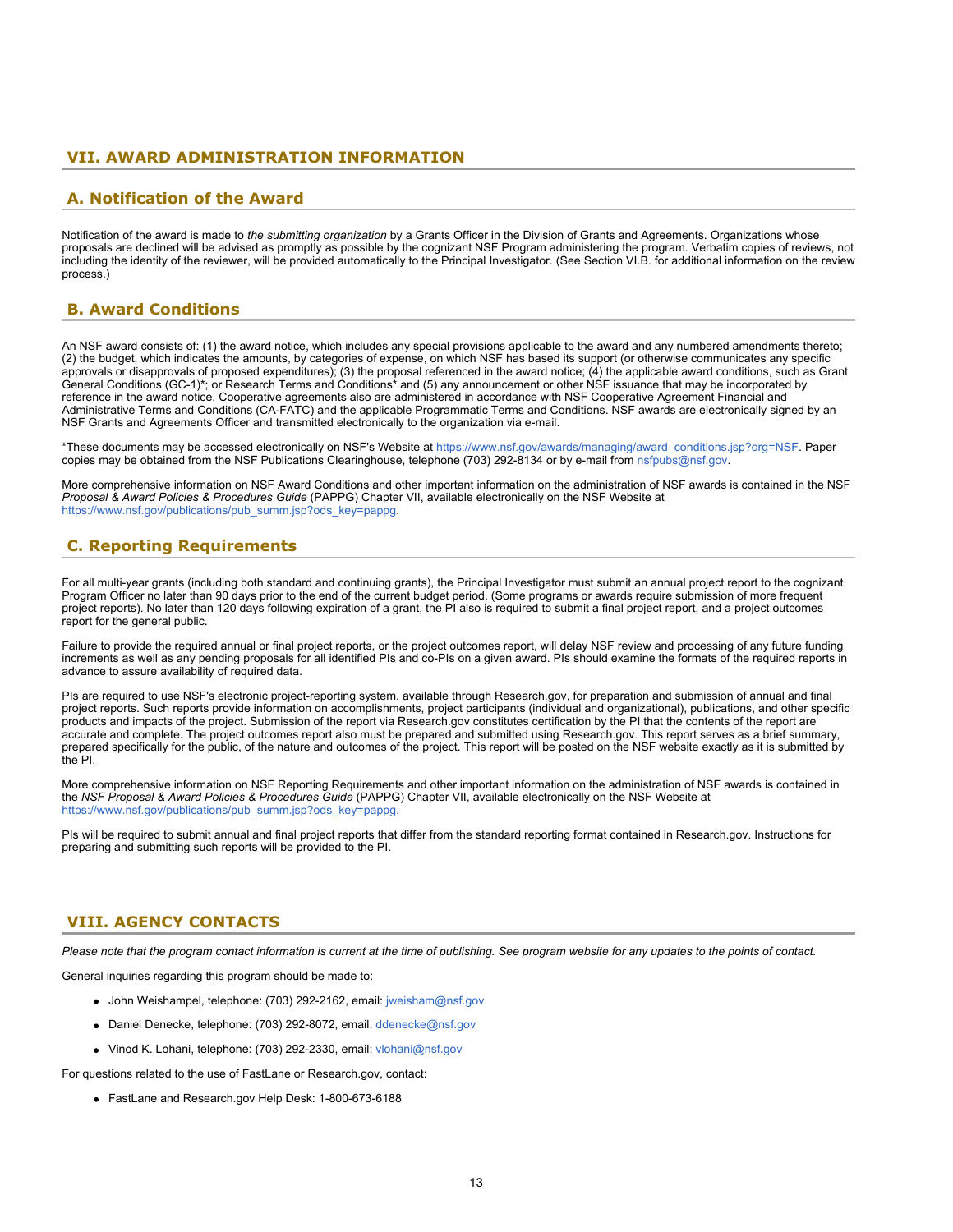## VII. AWARD ADMINISTRATION INFORMATION

### A. Notification of the Award

Notification of the award is made to *the submitting organization* by a Grants Officer in the Division of Grants and Agreements. Organizations whose proposals are declined will be advised as promptly as possible by the cognizant NSF Program administering the program. Verbatim copies of reviews, not including the identity of the reviewer, will be provided automatically to the Principal Investigator. (See Section VI.B. for additional information on the review process.)

### B. Award Conditions

An NSF award consists of: (1) the award notice, which includes any special provisions applicable to the award and any numbered amendments thereto; (2) the budget, which indicates the amounts, by categories of expense, on which NSF has based its support (or otherwise communicates any specific approvals or disapprovals of proposed expenditures); (3) the proposal referenced in the award notice; (4) the applicable award conditions, such as Grant General Conditions (GC-1)*; or Research Terms and Conditions* and (5) any announcement or other NSF issuance that may be incorporated by reference in the award notice. Cooperative agreements also are administered in accordance with NSF Cooperative Agreement Financial and Administrative Terms and Conditions (CA-FATC) and the applicable Programmatic Terms and Conditions. NSF awards are electronically signed by an NSF Grants and Agreements Officer and transmitted electronically to the organization via e-mail.

*These documents may be accessed electronically on NSF's Website at https://www.nsf.gov/awards/managing/award_conditions.jsp?org=NSF. Paper copies may be obtained from the NSF Publications Clearinghouse, telephone (703) 292-8134 or by e-mail from nsfpubs@nsf.gov.

More comprehensive information on NSF Award Conditions and other important information on the administration of NSF awards is contained in the NSF *Proposal & Award Policies & Procedures Guide* (PAPPG) Chapter VII, available electronically on the NSF Website at https://www.nsf.gov/publications/pub_summ.jsp?ods_key=pappg.

### C. Reporting Requirements

For all multi-year grants (including both standard and continuing grants), the Principal Investigator must submit an annual project report to the cognizant Program Officer no later than 90 days prior to the end of the current budget period. (Some programs or awards require submission of more frequent project reports). No later than 120 days following expiration of a grant, the PI also is required to submit a final project report, and a project outcomes report for the general public.

Failure to provide the required annual or final project reports, or the project outcomes report, will delay NSF review and processing of any future funding increments as well as any pending proposals for all identified PIs and co-PIs on a given award. PIs should examine the formats of the required reports in advance to assure availability of required data.

PIs are required to use NSF's electronic project-reporting system, available through Research.gov, for preparation and submission of annual and final project reports. Such reports provide information on accomplishments, project participants (individual and organizational), publications, and other specific products and impacts of the project. Submission of the report via Research.gov constitutes certification by the PI that the contents of the report are accurate and complete. The project outcomes report also must be prepared and submitted using Research.gov. This report serves as a brief summary, prepared specifically for the public, of the nature and outcomes of the project. This report will be posted on the NSF website exactly as it is submitted by the PI.

More comprehensive information on NSF Reporting Requirements and other important information on the administration of NSF awards is contained in the *NSF Proposal & Award Policies & Procedures Guide* (PAPPG) Chapter VII, available electronically on the NSF Website at https://www.nsf.gov/publications/pub_summ.jsp?ods_key=pappg.

PIs will be required to submit annual and final project reports that differ from the standard reporting format contained in Research.gov. Instructions for preparing and submitting such reports will be provided to the PI.

## VIII. AGENCY CONTACTS

*Please note that the program contact information is current at the time of publishing. See program website for any updates to the points of contact.*

General inquiries regarding this program should be made to:

- John Weishampel, telephone: (703) 292-2162, email: jweisham@nsf.gov
- Daniel Denecke, telephone: (703) 292-8072, email: ddenecke@nsf.gov
- Vinod K. Lohani, telephone: (703) 292-2330, email: vlohani@nsf.gov

For questions related to the use of FastLane or Research.gov, contact:

- FastLane and Research.gov Help Desk: 1-800-673-6188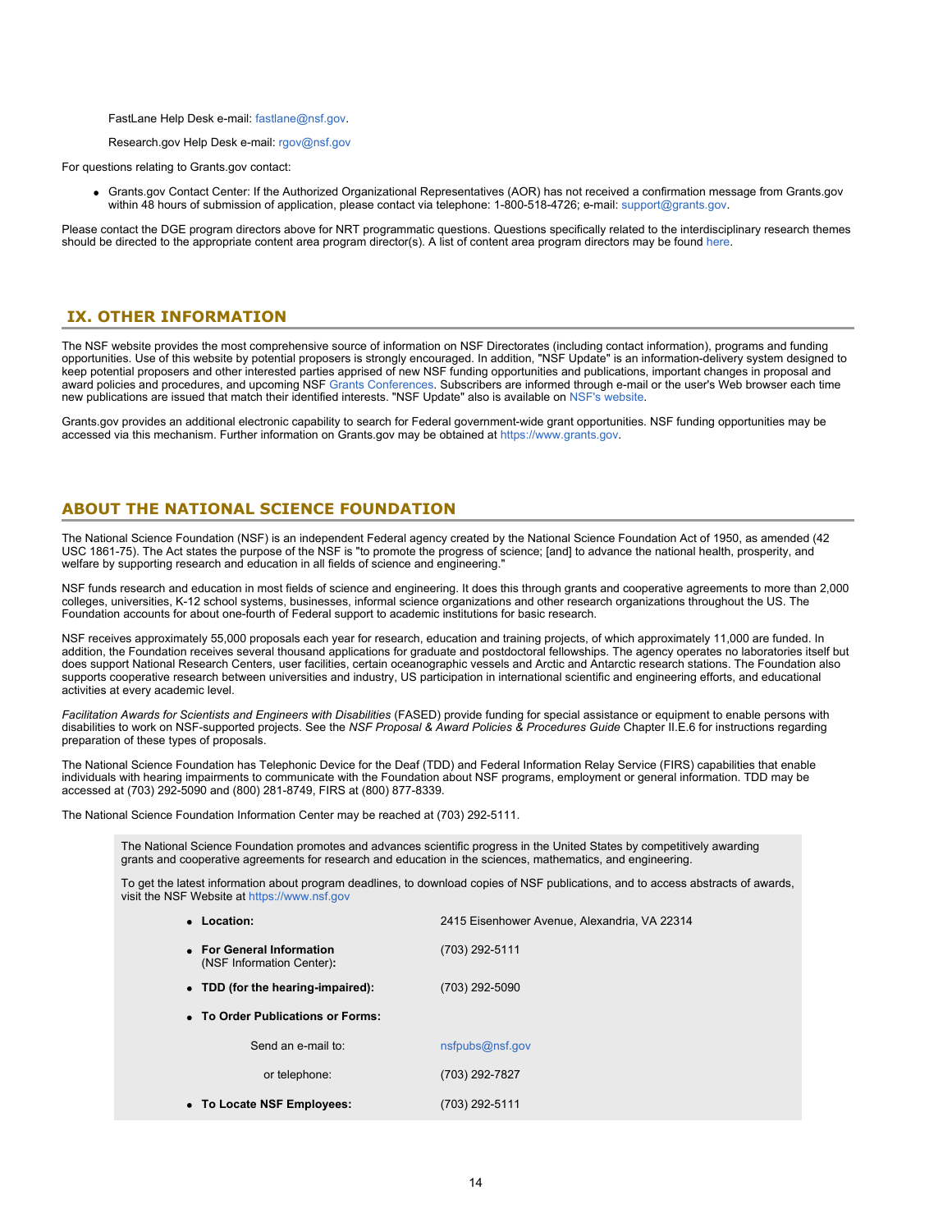FastLane Help Desk e-mail: fastlane@nsf.gov.

Research.gov Help Desk e-mail: rgov@nsf.gov

For questions relating to Grants.gov contact:

- Grants.gov Contact Center: If the Authorized Organizational Representatives (AOR) has not received a confirmation message from Grants.gov within 48 hours of submission of application, please contact via telephone: 1-800-518-4726; e-mail: support@grants.gov.

Please contact the DGE program directors above for NRT programmatic questions. Questions specifically related to the interdisciplinary research themes should be directed to the appropriate content area program director(s). A list of content area program directors may be found here.

## IX. OTHER INFORMATION

The NSF website provides the most comprehensive source of information on NSF Directorates (including contact information), programs and funding opportunities. Use of this website by potential proposers is strongly encouraged. In addition, "NSF Update" is an information-delivery system designed to keep potential proposers and other interested parties apprised of new NSF funding opportunities and publications, important changes in proposal and award policies and procedures, and upcoming NSF Grants Conferences. Subscribers are informed through e-mail or the user's Web browser each time new publications are issued that match their identified interests. "NSF Update" also is available on NSF's website.

Grants.gov provides an additional electronic capability to search for Federal government-wide grant opportunities. NSF funding opportunities may be accessed via this mechanism. Further information on Grants.gov may be obtained at https://www.grants.gov.

## ABOUT THE NATIONAL SCIENCE FOUNDATION

The National Science Foundation (NSF) is an independent Federal agency created by the National Science Foundation Act of 1950, as amended (42 USC 1861-75). The Act states the purpose of the NSF is "to promote the progress of science; [and] to advance the national health, prosperity, and welfare by supporting research and education in all fields of science and engineering."

NSF funds research and education in most fields of science and engineering. It does this through grants and cooperative agreements to more than 2,000 colleges, universities, K-12 school systems, businesses, informal science organizations and other research organizations throughout the US. The Foundation accounts for about one-fourth of Federal support to academic institutions for basic research.

NSF receives approximately 55,000 proposals each year for research, education and training projects, of which approximately 11,000 are funded. In addition, the Foundation receives several thousand applications for graduate and postdoctoral fellowships. The agency operates no laboratories itself but does support National Research Centers, user facilities, certain oceanographic vessels and Arctic and Antarctic research stations. The Foundation also supports cooperative research between universities and industry, US participation in international scientific and engineering efforts, and educational activities at every academic level.

*Facilitation Awards for Scientists and Engineers with Disabilities* (FASED) provide funding for special assistance or equipment to enable persons with disabilities to work on NSF-supported projects. See the *NSF Proposal & Award Policies & Procedures Guide* Chapter II.E.6 for instructions regarding preparation of these types of proposals.

The National Science Foundation has Telephonic Device for the Deaf (TDD) and Federal Information Relay Service (FIRS) capabilities that enable individuals with hearing impairments to communicate with the Foundation about NSF programs, employment or general information. TDD may be accessed at (703) 292-5090 and (800) 281-8749, FIRS at (800) 877-8339.

The National Science Foundation Information Center may be reached at (703) 292-5111.

The National Science Foundation promotes and advances scientific progress in the United States by competitively awarding grants and cooperative agreements for research and education in the sciences, mathematics, and engineering.

To get the latest information about program deadlines, to download copies of NSF publications, and to access abstracts of awards, visit the NSF Website at https://www.nsf.gov

- **Location:** 2415 Eisenhower Avenue, Alexandria, VA 22314
- **For General Information** (NSF Information Center)**:** (703) 292-5111
- **TDD (for the hearing-impaired):** (703) 292-5090
- **To Order Publications or Forms:**
  - Send an e-mail to: nsfpubs@nsf.gov
  - or telephone: (703) 292-7827
- **To Locate NSF Employees:** (703) 292-5111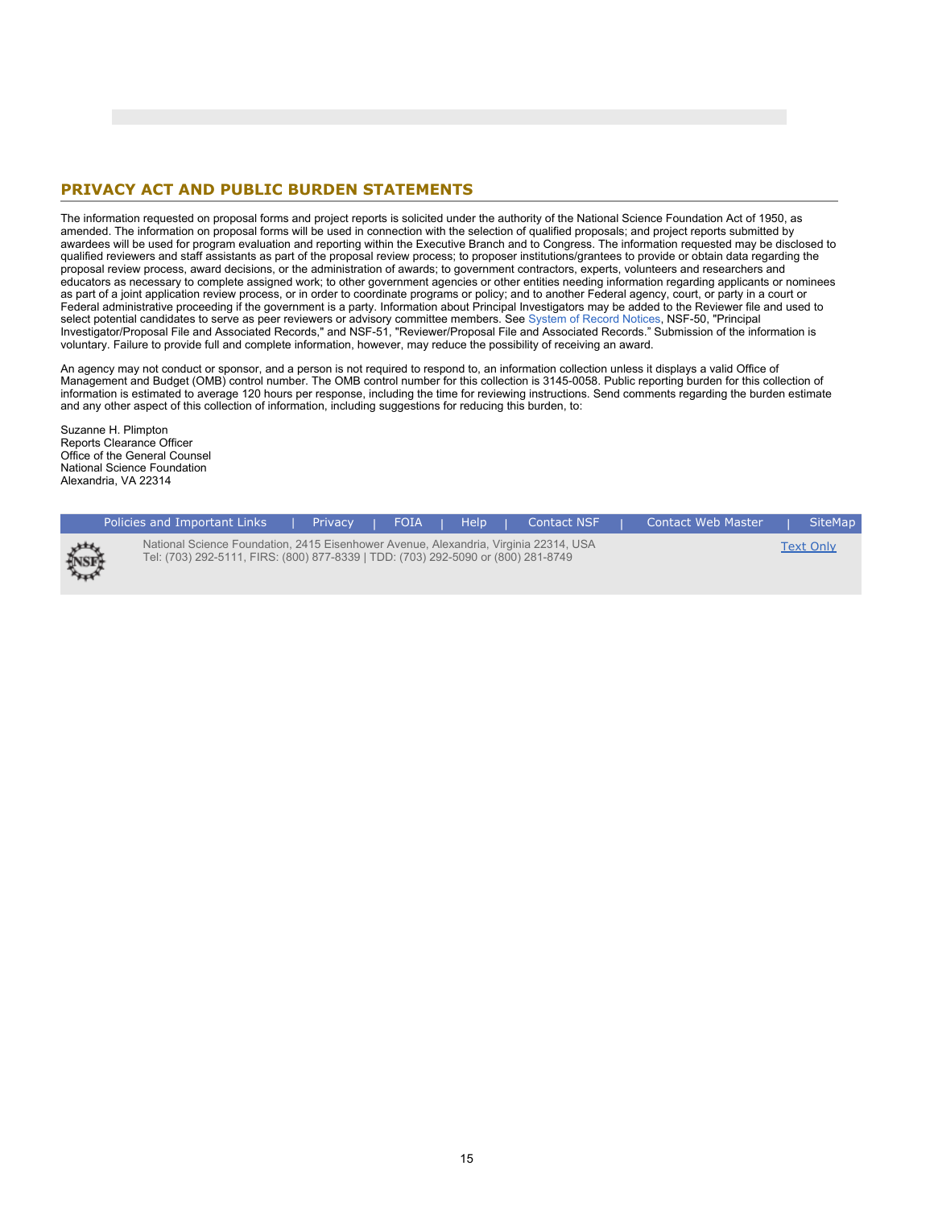## PRIVACY ACT AND PUBLIC BURDEN STATEMENTS

The information requested on proposal forms and project reports is solicited under the authority of the National Science Foundation Act of 1950, as amended. The information on proposal forms will be used in connection with the selection of qualified proposals; and project reports submitted by awardees will be used for program evaluation and reporting within the Executive Branch and to Congress. The information requested may be disclosed to qualified reviewers and staff assistants as part of the proposal review process; to proposer institutions/grantees to provide or obtain data regarding the proposal review process, award decisions, or the administration of awards; to government contractors, experts, volunteers and researchers and educators as necessary to complete assigned work; to other government agencies or other entities needing information regarding applicants or nominees as part of a joint application review process, or in order to coordinate programs or policy; and to another Federal agency, court, or party in a court or Federal administrative proceeding if the government is a party. Information about Principal Investigators may be added to the Reviewer file and used to select potential candidates to serve as peer reviewers or advisory committee members. See System of Record Notices, NSF-50, "Principal Investigator/Proposal File and Associated Records," and NSF-51, "Reviewer/Proposal File and Associated Records." Submission of the information is voluntary. Failure to provide full and complete information, however, may reduce the possibility of receiving an award.

An agency may not conduct or sponsor, and a person is not required to respond to, an information collection unless it displays a valid Office of Management and Budget (OMB) control number. The OMB control number for this collection is 3145-0058. Public reporting burden for this collection of information is estimated to average 120 hours per response, including the time for reviewing instructions. Send comments regarding the burden estimate and any other aspect of this collection of information, including suggestions for reducing this burden, to:

Suzanne H. Plimpton
Reports Clearance Officer
Office of the General Counsel
National Science Foundation
Alexandria, VA 22314

Policies and Important Links | Privacy | FOIA | Help | Contact NSF | Contact Web Master | SiteMap

National Science Foundation, 2415 Eisenhower Avenue, Alexandria, Virginia 22314, USA
Tel: (703) 292-5111, FIRS: (800) 877-8339 | TDD: (703) 292-5090 or (800) 281-8749

Text Only